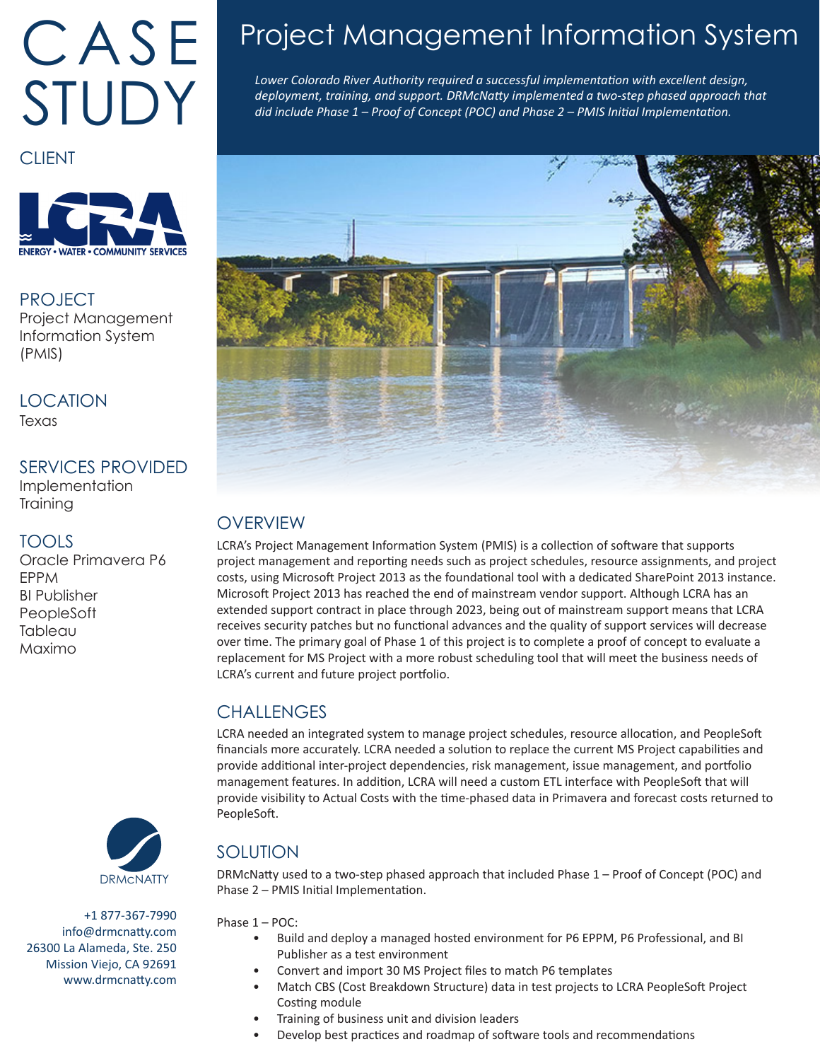# CASE STUDY

## CLIENT

ENERGY • WATER • COMMUNITY SERVICES

## PROJECT

Project Management Information System (PMIS)

## LOCATION

Texas

## SERVICES PROVIDED

Implementation
Training

## TOOLS

Oracle Primavera P6 EPPM
BI Publisher
PeopleSoft
Tableau
Maximo

DRMcNATTY

+1 877-367-7990
info@drmcnatty.com
26300 La Alameda, Ste. 250
Mission Viejo, CA 92691
www.drmcnatty.com

# Project Management Information System

*Lower Colorado River Authority required a successful implementation with excellent design, deployment, training, and support. DRMcNatty implemented a two-step phased approach that did include Phase 1 – Proof of Concept (POC) and Phase 2 – PMIS Initial Implementation.*

## OVERVIEW

LCRA's Project Management Information System (PMIS) is a collection of software that supports project management and reporting needs such as project schedules, resource assignments, and project costs, using Microsoft Project 2013 as the foundational tool with a dedicated SharePoint 2013 instance. Microsoft Project 2013 has reached the end of mainstream vendor support. Although LCRA has an extended support contract in place through 2023, being out of mainstream support means that LCRA receives security patches but no functional advances and the quality of support services will decrease over time. The primary goal of Phase 1 of this project is to complete a proof of concept to evaluate a replacement for MS Project with a more robust scheduling tool that will meet the business needs of LCRA's current and future project portfolio.

## CHALLENGES

LCRA needed an integrated system to manage project schedules, resource allocation, and PeopleSoft financials more accurately. LCRA needed a solution to replace the current MS Project capabilities and provide additional inter-project dependencies, risk management, issue management, and portfolio management features. In addition, LCRA will need a custom ETL interface with PeopleSoft that will provide visibility to Actual Costs with the time-phased data in Primavera and forecast costs returned to PeopleSoft.

## SOLUTION

DRMcNatty used to a two-step phased approach that included Phase 1 – Proof of Concept (POC) and Phase 2 – PMIS Initial Implementation.

Phase 1 – POC:

- Build and deploy a managed hosted environment for P6 EPPM, P6 Professional, and BI Publisher as a test environment
- Convert and import 30 MS Project files to match P6 templates
- Match CBS (Cost Breakdown Structure) data in test projects to LCRA PeopleSoft Project Costing module
- Training of business unit and division leaders
- Develop best practices and roadmap of software tools and recommendations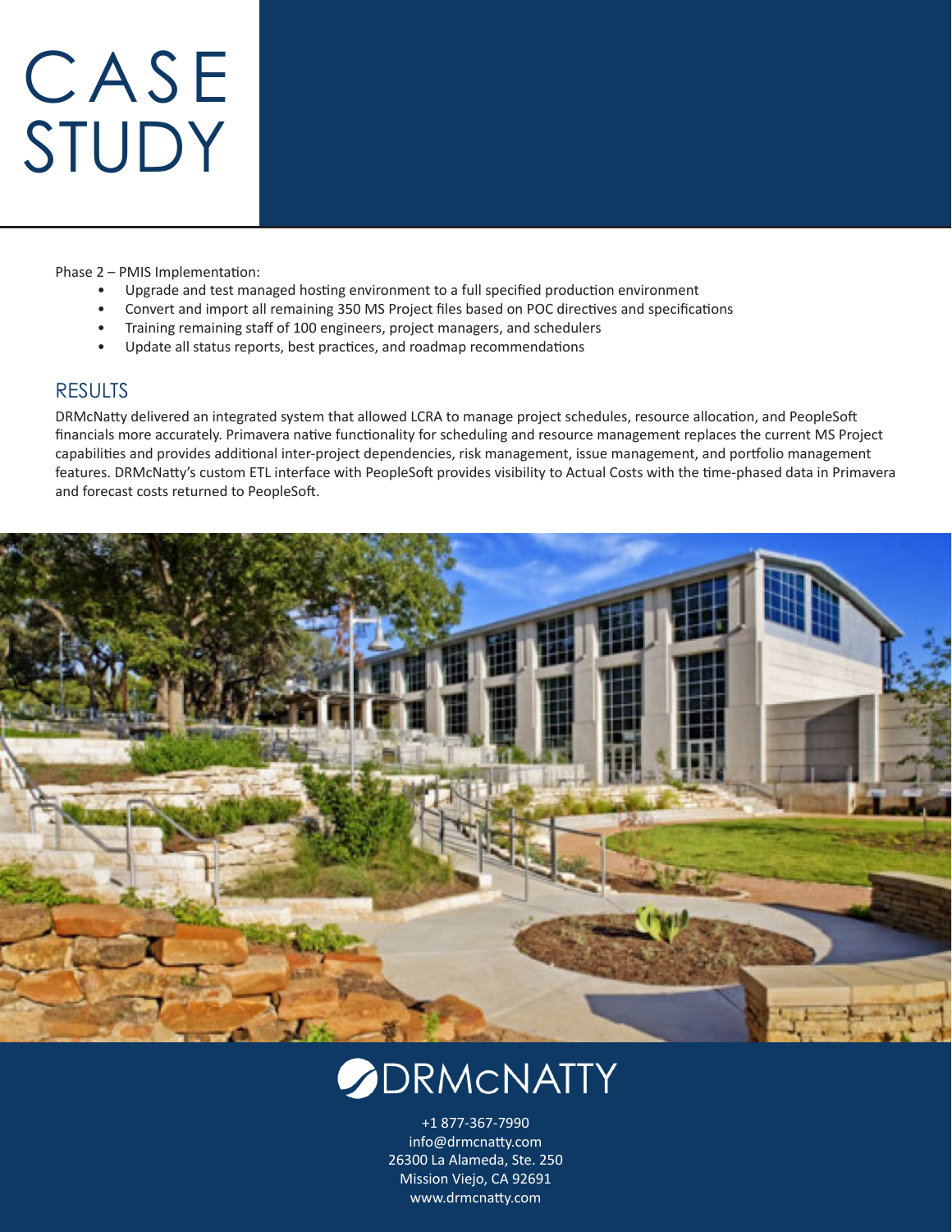# CASE STUDY

Phase 2 – PMIS Implementation:

- Upgrade and test managed hosting environment to a full specified production environment
- Convert and import all remaining 350 MS Project files based on POC directives and specifications
- Training remaining staff of 100 engineers, project managers, and schedulers
- Update all status reports, best practices, and roadmap recommendations

## RESULTS

DRMcNatty delivered an integrated system that allowed LCRA to manage project schedules, resource allocation, and PeopleSoft financials more accurately. Primavera native functionality for scheduling and resource management replaces the current MS Project capabilities and provides additional inter-project dependencies, risk management, issue management, and portfolio management features. DRMcNatty's custom ETL interface with PeopleSoft provides visibility to Actual Costs with the time-phased data in Primavera and forecast costs returned to PeopleSoft.

DRMcNATTY

+1 877-367-7990
info@drmcnatty.com
26300 La Alameda, Ste. 250
Mission Viejo, CA 92691
www.drmcnatty.com